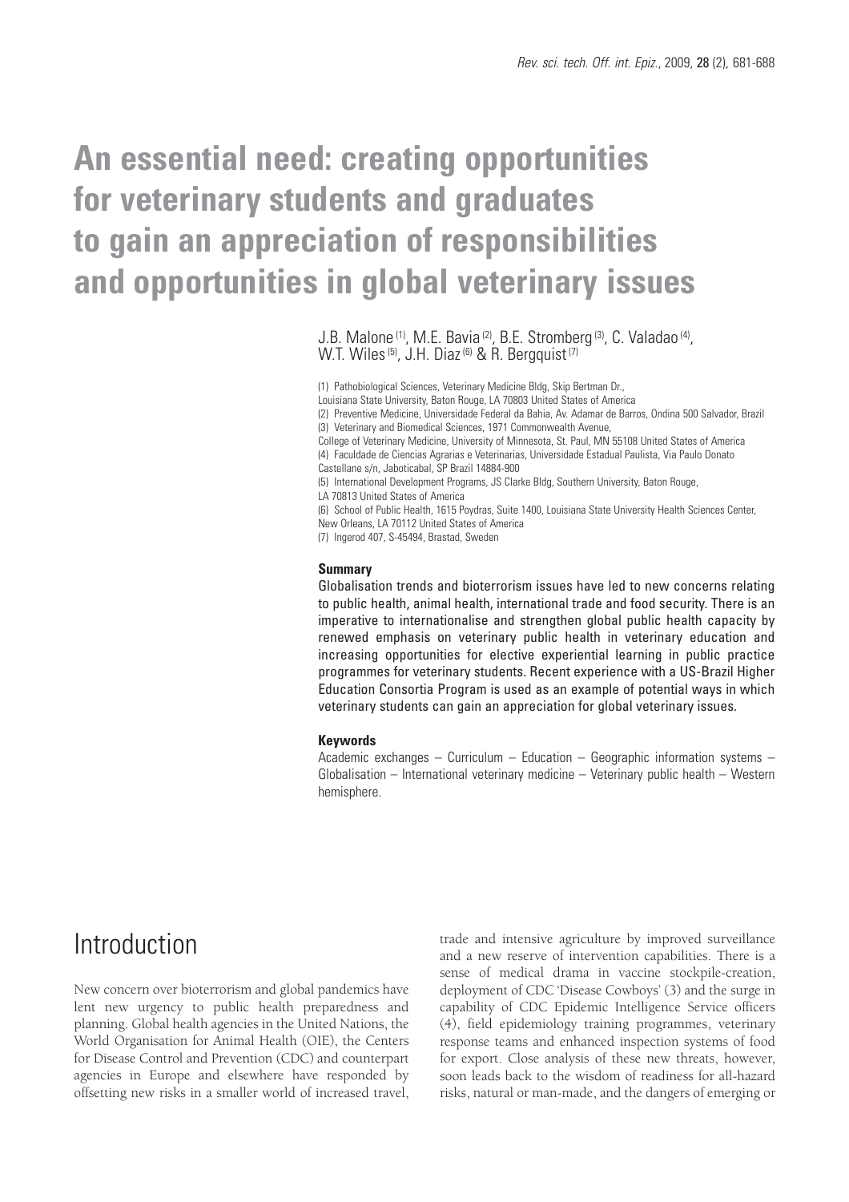# An essential need: creating opportunities for veterinary students and graduates to gain an appreciation of responsibilities and opportunities in global veterinary issues

J.B. Malone [(1)], M.E. Bavia [(2)], B.E. Stromberg [(3)], C. Valadao [(4)], W.T. Wiles [(5)], J.H. Diaz [(6)] & R. Bergquist [(7)]

(1) Pathobiological Sciences, Veterinary Medicine Bldg, Skip Bertman Dr., Louisiana State University, Baton Rouge, LA 70803 United States of America

(2) Preventive Medicine, Universidade Federal da Bahia, Av. Adamar de Barros, Ondina 500 Salvador, Brazil

(3) Veterinary and Biomedical Sciences, 1971 Commonwealth Avenue, College of Veterinary Medicine, University of Minnesota, St. Paul, MN 55108 United States of America

(4) Faculdade de Ciencias Agrarias e Veterinarias, Universidade Estadual Paulista, Via Paulo Donato Castellane s/n, Jaboticabal, SP Brazil 14884-900

(5) International Development Programs, JS Clarke Bldg, Southern University, Baton Rouge, LA 70813 United States of America

(6) School of Public Health, 1615 Poydras, Suite 1400, Louisiana State University Health Sciences Center, New Orleans, LA 70112 United States of America

(7) Ingerod 407, S-45494, Brastad, Sweden

### Summary

Globalisation trends and bioterrorism issues have led to new concerns relating to public health, animal health, international trade and food security. There is an imperative to internationalise and strengthen global public health capacity by renewed emphasis on veterinary public health in veterinary education and increasing opportunities for elective experiential learning in public practice programmes for veterinary students. Recent experience with a US-Brazil Higher Education Consortia Program is used as an example of potential ways in which veterinary students can gain an appreciation for global veterinary issues.

### Keywords

Academic exchanges – Curriculum – Education – Geographic information systems – Globalisation – International veterinary medicine – Veterinary public health – Western hemisphere.

## Introduction

New concern over bioterrorism and global pandemics have lent new urgency to public health preparedness and planning. Global health agencies in the United Nations, the World Organisation for Animal Health (OIE), the Centers for Disease Control and Prevention (CDC) and counterpart agencies in Europe and elsewhere have responded by offsetting new risks in a smaller world of increased travel, trade and intensive agriculture by improved surveillance and a new reserve of intervention capabilities. There is a sense of medical drama in vaccine stockpile-creation, deployment of CDC 'Disease Cowboys' (3) and the surge in capability of CDC Epidemic Intelligence Service officers (4), field epidemiology training programmes, veterinary response teams and enhanced inspection systems of food for export. Close analysis of these new threats, however, soon leads back to the wisdom of readiness for all-hazard risks, natural or man-made, and the dangers of emerging or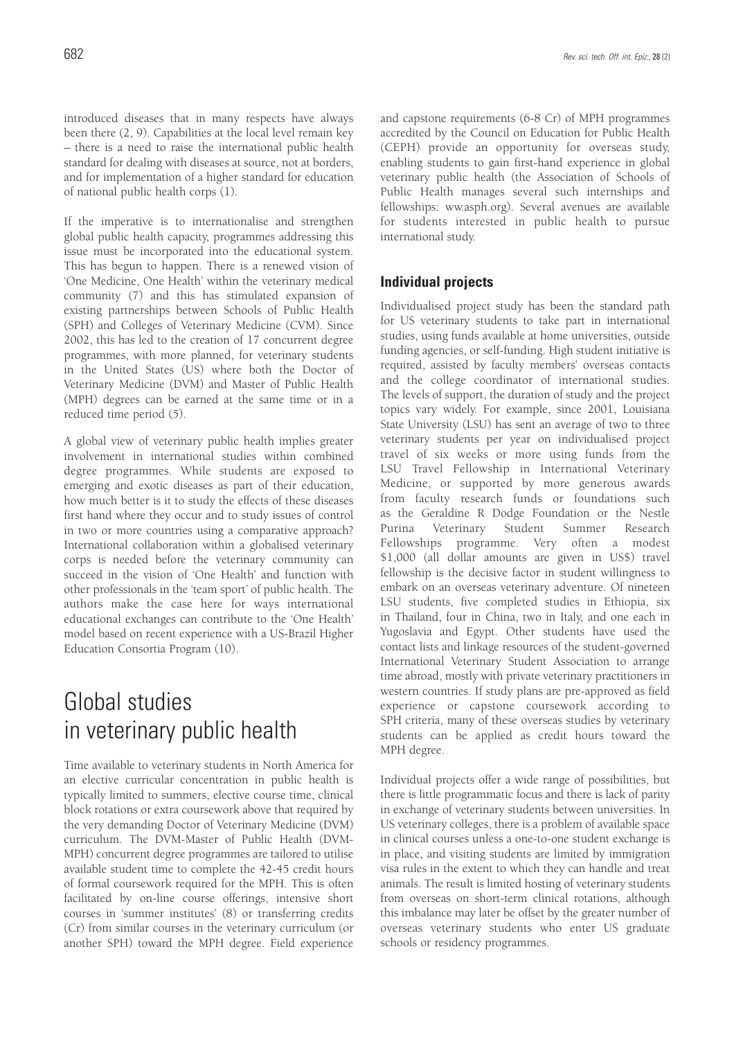introduced diseases that in many respects have always been there (2, 9). Capabilities at the local level remain key – there is a need to raise the international public health standard for dealing with diseases at source, not at borders, and for implementation of a higher standard for education of national public health corps (1).

If the imperative is to internationalise and strengthen global public health capacity, programmes addressing this issue must be incorporated into the educational system. This has begun to happen. There is a renewed vision of 'One Medicine, One Health' within the veterinary medical community (7) and this has stimulated expansion of existing partnerships between Schools of Public Health (SPH) and Colleges of Veterinary Medicine (CVM). Since 2002, this has led to the creation of 17 concurrent degree programmes, with more planned, for veterinary students in the United States (US) where both the Doctor of Veterinary Medicine (DVM) and Master of Public Health (MPH) degrees can be earned at the same time or in a reduced time period (5).

A global view of veterinary public health implies greater involvement in international studies within combined degree programmes. While students are exposed to emerging and exotic diseases as part of their education, how much better is it to study the effects of these diseases first hand where they occur and to study issues of control in two or more countries using a comparative approach? International collaboration within a globalised veterinary corps is needed before the veterinary community can succeed in the vision of 'One Health' and function with other professionals in the 'team sport' of public health. The authors make the case here for ways international educational exchanges can contribute to the 'One Health' model based on recent experience with a US-Brazil Higher Education Consortia Program (10).

# Global studies in veterinary public health

Time available to veterinary students in North America for an elective curricular concentration in public health is typically limited to summers, elective course time, clinical block rotations or extra coursework above that required by the very demanding Doctor of Veterinary Medicine (DVM) curriculum. The DVM-Master of Public Health (DVM-MPH) concurrent degree programmes are tailored to utilise available student time to complete the 42-45 credit hours of formal coursework required for the MPH. This is often facilitated by on-line course offerings, intensive short courses in 'summer institutes' (8) or transferring credits (Cr) from similar courses in the veterinary curriculum (or another SPH) toward the MPH degree. Field experience and capstone requirements (6-8 Cr) of MPH programmes accredited by the Council on Education for Public Health (CEPH) provide an opportunity for overseas study, enabling students to gain first-hand experience in global veterinary public health (the Association of Schools of Public Health manages several such internships and fellowships: ww.asph.org). Several avenues are available for students interested in public health to pursue international study.

## Individual projects

Individualised project study has been the standard path for US veterinary students to take part in international studies, using funds available at home universities, outside funding agencies, or self-funding. High student initiative is required, assisted by faculty members' overseas contacts and the college coordinator of international studies. The levels of support, the duration of study and the project topics vary widely. For example, since 2001, Louisiana State University (LSU) has sent an average of two to three veterinary students per year on individualised project travel of six weeks or more using funds from the LSU Travel Fellowship in International Veterinary Medicine, or supported by more generous awards from faculty research funds or foundations such as the Geraldine R Dodge Foundation or the Nestle Purina Veterinary Student Summer Research Fellowships programme. Very often a modest \$1,000 (all dollar amounts are given in US\$) travel fellowship is the decisive factor in student willingness to embark on an overseas veterinary adventure. Of nineteen LSU students, five completed studies in Ethiopia, six in Thailand, four in China, two in Italy, and one each in Yugoslavia and Egypt. Other students have used the contact lists and linkage resources of the student-governed International Veterinary Student Association to arrange time abroad, mostly with private veterinary practitioners in western countries. If study plans are pre-approved as field experience or capstone coursework according to SPH criteria, many of these overseas studies by veterinary students can be applied as credit hours toward the MPH degree.

Individual projects offer a wide range of possibilities, but there is little programmatic focus and there is lack of parity in exchange of veterinary students between universities. In US veterinary colleges, there is a problem of available space in clinical courses unless a one-to-one student exchange is in place, and visiting students are limited by immigration visa rules in the extent to which they can handle and treat animals. The result is limited hosting of veterinary students from overseas on short-term clinical rotations, although this imbalance may later be offset by the greater number of overseas veterinary students who enter US graduate schools or residency programmes.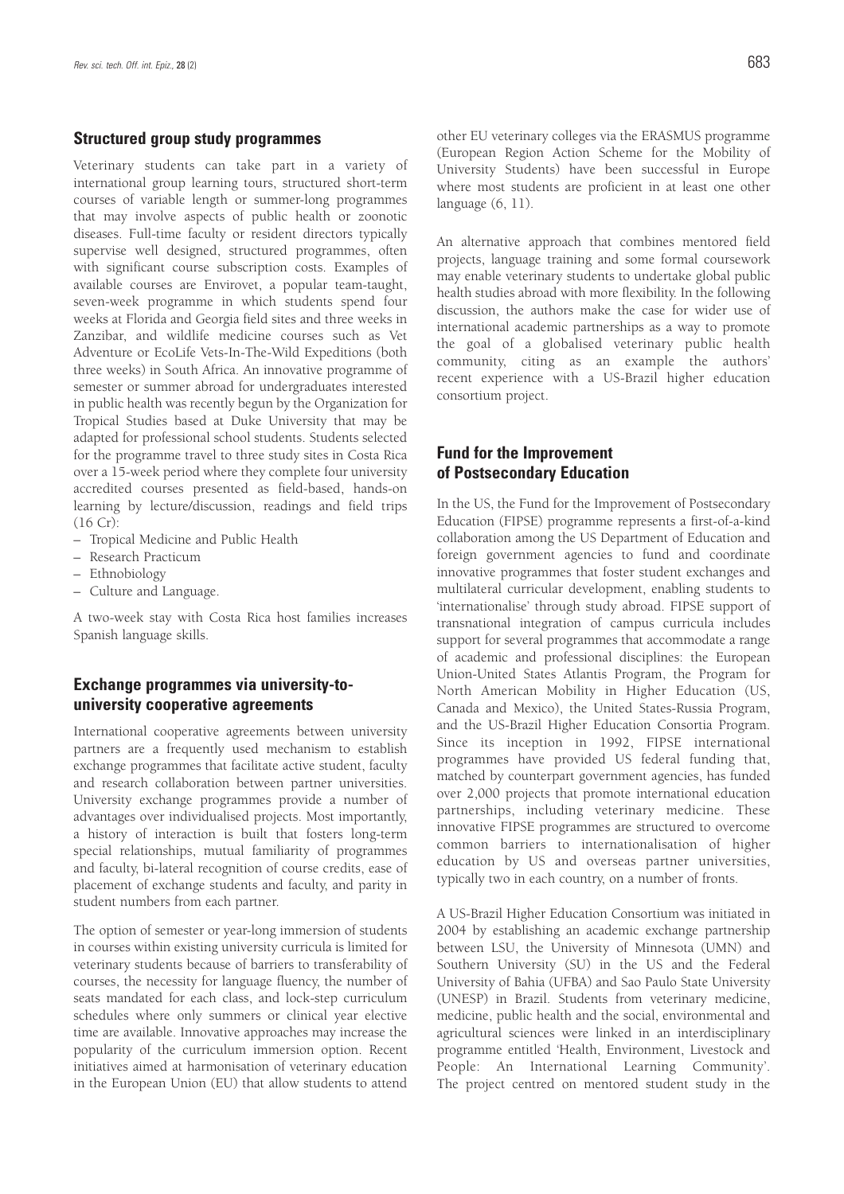## Structured group study programmes

Veterinary students can take part in a variety of international group learning tours, structured short-term courses of variable length or summer-long programmes that may involve aspects of public health or zoonotic diseases. Full-time faculty or resident directors typically supervise well designed, structured programmes, often with significant course subscription costs. Examples of available courses are Envirovet, a popular team-taught, seven-week programme in which students spend four weeks at Florida and Georgia field sites and three weeks in Zanzibar, and wildlife medicine courses such as Vet Adventure or EcoLife Vets-In-The-Wild Expeditions (both three weeks) in South Africa. An innovative programme of semester or summer abroad for undergraduates interested in public health was recently begun by the Organization for Tropical Studies based at Duke University that may be adapted for professional school students. Students selected for the programme travel to three study sites in Costa Rica over a 15-week period where they complete four university accredited courses presented as field-based, hands-on learning by lecture/discussion, readings and field trips (16 Cr):

- Tropical Medicine and Public Health
- Research Practicum
- Ethnobiology
- Culture and Language.

A two-week stay with Costa Rica host families increases Spanish language skills.

## Exchange programmes via university-to-university cooperative agreements

International cooperative agreements between university partners are a frequently used mechanism to establish exchange programmes that facilitate active student, faculty and research collaboration between partner universities. University exchange programmes provide a number of advantages over individualised projects. Most importantly, a history of interaction is built that fosters long-term special relationships, mutual familiarity of programmes and faculty, bi-lateral recognition of course credits, ease of placement of exchange students and faculty, and parity in student numbers from each partner.

The option of semester or year-long immersion of students in courses within existing university curricula is limited for veterinary students because of barriers to transferability of courses, the necessity for language fluency, the number of seats mandated for each class, and lock-step curriculum schedules where only summers or clinical year elective time are available. Innovative approaches may increase the popularity of the curriculum immersion option. Recent initiatives aimed at harmonisation of veterinary education in the European Union (EU) that allow students to attend other EU veterinary colleges via the ERASMUS programme (European Region Action Scheme for the Mobility of University Students) have been successful in Europe where most students are proficient in at least one other language (6, 11).

An alternative approach that combines mentored field projects, language training and some formal coursework may enable veterinary students to undertake global public health studies abroad with more flexibility. In the following discussion, the authors make the case for wider use of international academic partnerships as a way to promote the goal of a globalised veterinary public health community, citing as an example the authors' recent experience with a US-Brazil higher education consortium project.

## Fund for the Improvement of Postsecondary Education

In the US, the Fund for the Improvement of Postsecondary Education (FIPSE) programme represents a first-of-a-kind collaboration among the US Department of Education and foreign government agencies to fund and coordinate innovative programmes that foster student exchanges and multilateral curricular development, enabling students to 'internationalise' through study abroad. FIPSE support of transnational integration of campus curricula includes support for several programmes that accommodate a range of academic and professional disciplines: the European Union-United States Atlantis Program, the Program for North American Mobility in Higher Education (US, Canada and Mexico), the United States-Russia Program, and the US-Brazil Higher Education Consortia Program. Since its inception in 1992, FIPSE international programmes have provided US federal funding that, matched by counterpart government agencies, has funded over 2,000 projects that promote international education partnerships, including veterinary medicine. These innovative FIPSE programmes are structured to overcome common barriers to internationalisation of higher education by US and overseas partner universities, typically two in each country, on a number of fronts.

A US-Brazil Higher Education Consortium was initiated in 2004 by establishing an academic exchange partnership between LSU, the University of Minnesota (UMN) and Southern University (SU) in the US and the Federal University of Bahia (UFBA) and Sao Paulo State University (UNESP) in Brazil. Students from veterinary medicine, medicine, public health and the social, environmental and agricultural sciences were linked in an interdisciplinary programme entitled 'Health, Environment, Livestock and People: An International Learning Community'. The project centred on mentored student study in the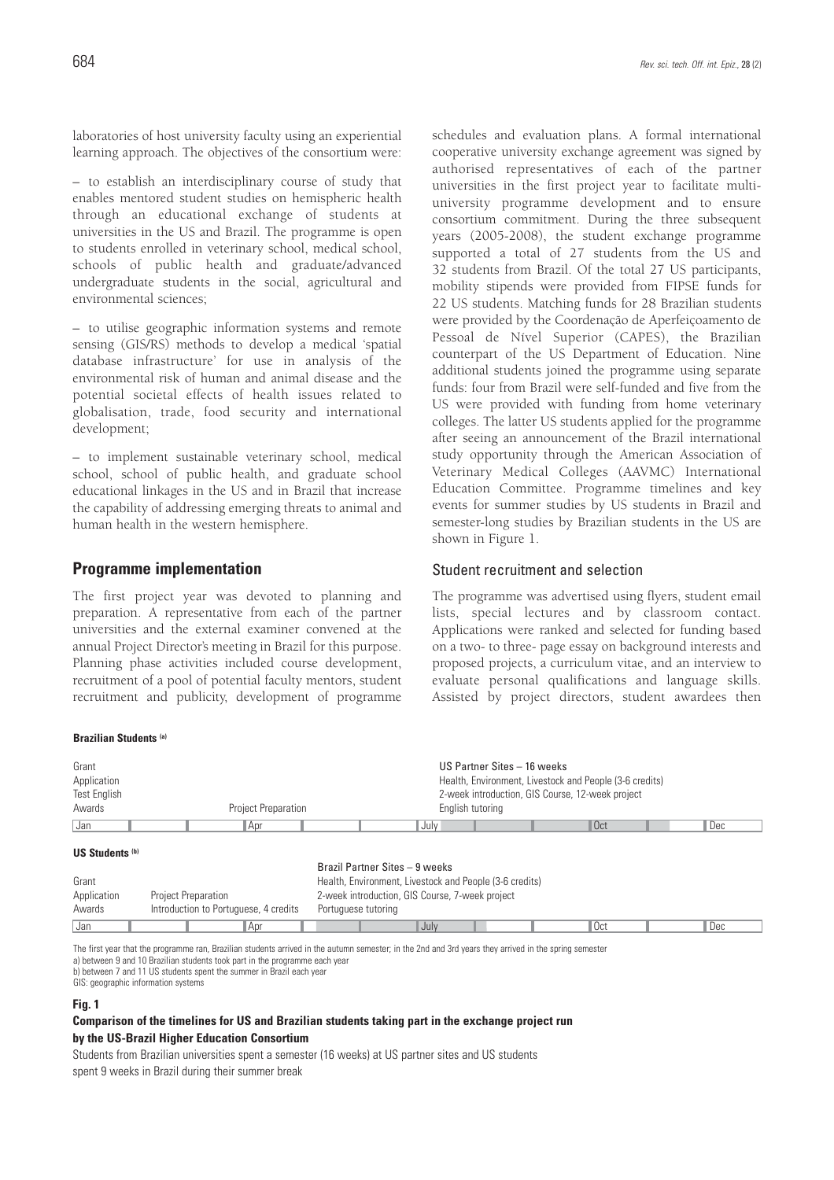laboratories of host university faculty using an experiential learning approach. The objectives of the consortium were:

– to establish an interdisciplinary course of study that enables mentored student studies on hemispheric health through an educational exchange of students at universities in the US and Brazil. The programme is open to students enrolled in veterinary school, medical school, schools of public health and graduate/advanced undergraduate students in the social, agricultural and environmental sciences;

– to utilise geographic information systems and remote sensing (GIS/RS) methods to develop a medical 'spatial database infrastructure' for use in analysis of the environmental risk of human and animal disease and the potential societal effects of health issues related to globalisation, trade, food security and international development;

– to implement sustainable veterinary school, medical school, school of public health, and graduate school educational linkages in the US and in Brazil that increase the capability of addressing emerging threats to animal and human health in the western hemisphere.

## Programme implementation

The first project year was devoted to planning and preparation. A representative from each of the partner universities and the external examiner convened at the annual Project Director's meeting in Brazil for this purpose. Planning phase activities included course development, recruitment of a pool of potential faculty mentors, student recruitment and publicity, development of programme schedules and evaluation plans. A formal international cooperative university exchange agreement was signed by authorised representatives of each of the partner universities in the first project year to facilitate multi-university programme development and to ensure consortium commitment. During the three subsequent years (2005-2008), the student exchange programme supported a total of 27 students from the US and 32 students from Brazil. Of the total 27 US participants, mobility stipends were provided from FIPSE funds for 22 US students. Matching funds for 28 Brazilian students were provided by the Coordenação de Aperfeiçoamento de Pessoal de Nível Superior (CAPES), the Brazilian counterpart of the US Department of Education. Nine additional students joined the programme using separate funds: four from Brazil were self-funded and five from the US were provided with funding from home veterinary colleges. The latter US students applied for the programme after seeing an announcement of the Brazil international study opportunity through the American Association of Veterinary Medical Colleges (AAVMC) International Education Committee. Programme timelines and key events for summer studies by US students in Brazil and semester-long studies by Brazilian students in the US are shown in Figure 1.

### Student recruitment and selection

The programme was advertised using flyers, student email lists, special lectures and by classroom contact. Applications were ranked and selected for funding based on a two- to three- page essay on background interests and proposed projects, a curriculum vitae, and an interview to evaluate personal qualifications and language skills. Assisted by project directors, student awardees then

**Brazilian Students** [(a)]

Grant
Application
Test English
Awards

Project Preparation

US Partner Sites – 16 weeks
Health, Environment, Livestock and People (3-6 credits)
2-week introduction, GIS Course, 12-week project
English tutoring

Jan | Apr | July | Oct | Dec

**US Students** [(b)]

Grant
Application
Awards

Project Preparation
Introduction to Portuguese, 4 credits

Brazil Partner Sites – 9 weeks
Health, Environment, Livestock and People (3-6 credits)
2-week introduction, GIS Course, 7-week project
Portuguese tutoring

Jan | Apr | July | Oct | Dec

The first year that the programme ran, Brazilian students arrived in the autumn semester; in the 2nd and 3rd years they arrived in the spring semester
a) between 9 and 10 Brazilian students took part in the programme each year
b) between 7 and 11 US students spent the summer in Brazil each year
GIS: geographic information systems

**Fig. 1**
**Comparison of the timelines for US and Brazilian students taking part in the exchange project run by the US-Brazil Higher Education Consortium**
Students from Brazilian universities spent a semester (16 weeks) at US partner sites and US students spent 9 weeks in Brazil during their summer break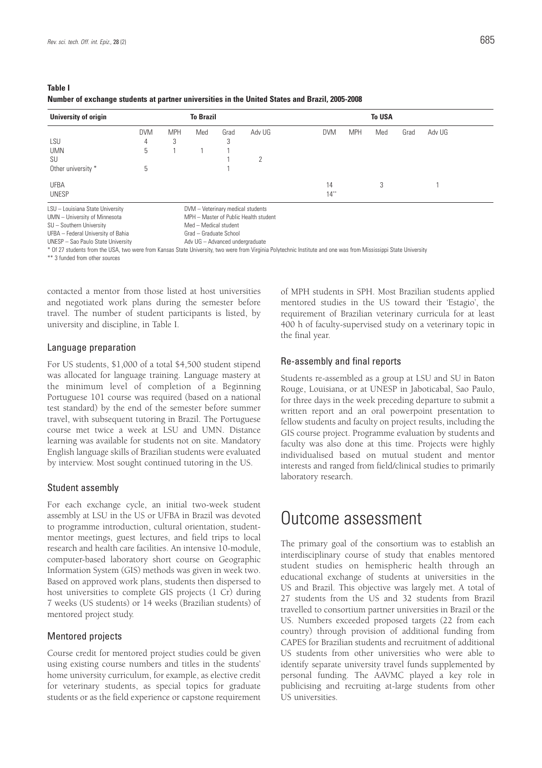**Table I**
**Number of exchange students at partner universities in the United States and Brazil, 2005-2008**

| University of origin | To Brazil | | | | | To USA | | | | |
|---|---|---|---|---|---|---|---|---|---|---|
| | DVM | MPH | Med | Grad | Adv UG | DVM | MPH | Med | Grad | Adv UG |
| LSU | 4 | 3 | | 3 | | | | | | |
| UMN | 5 | 1 | 1 | 1 | | | | | | |
| SU | | | | 1 | 2 | | | | | |
| Other university * | 5 | | | 1 | | | | | | |
| UFBA | | | | | | 14 | | 3 | | 1 |
| UNESP | | | | | | 14** | | | | |

LSU – Louisiana State University
UMN – University of Minnesota
SU – Southern University
UFBA – Federal University of Bahia
UNESP – Sao Paulo State University

DVM – Veterinary medical students
MPH – Master of Public Health student
Med – Medical student
Grad – Graduate School
Adv UG – Advanced undergraduate

\* Of 27 students from the USA, two were from Kansas State University, two were from Virginia Polytechnic Institute and one was from Mississippi State University

\*\* 3 funded from other sources

contacted a mentor from those listed at host universities and negotiated work plans during the semester before travel. The number of student participants is listed, by university and discipline, in Table I.

### Language preparation

For US students, $1,000 of a total $4,500 student stipend was allocated for language training. Language mastery at the minimum level of completion of a Beginning Portuguese 101 course was required (based on a national test standard) by the end of the semester before summer travel, with subsequent tutoring in Brazil. The Portuguese course met twice a week at LSU and UMN. Distance learning was available for students not on site. Mandatory English language skills of Brazilian students were evaluated by interview. Most sought continued tutoring in the US.

### Student assembly

For each exchange cycle, an initial two-week student assembly at LSU in the US or UFBA in Brazil was devoted to programme introduction, cultural orientation, student-mentor meetings, guest lectures, and field trips to local research and health care facilities. An intensive 10-module, computer-based laboratory short course on Geographic Information System (GIS) methods was given in week two. Based on approved work plans, students then dispersed to host universities to complete GIS projects (1 Cr) during 7 weeks (US students) or 14 weeks (Brazilian students) of mentored project study.

### Mentored projects

Course credit for mentored project studies could be given using existing course numbers and titles in the students' home university curriculum, for example, as elective credit for veterinary students, as special topics for graduate students or as the field experience or capstone requirement of MPH students in SPH. Most Brazilian students applied mentored studies in the US toward their 'Estagio', the requirement of Brazilian veterinary curricula for at least 400 h of faculty-supervised study on a veterinary topic in the final year.

### Re-assembly and final reports

Students re-assembled as a group at LSU and SU in Baton Rouge, Louisiana, or at UNESP in Jaboticabal, Sao Paulo, for three days in the week preceding departure to submit a written report and an oral powerpoint presentation to fellow students and faculty on project results, including the GIS course project. Programme evaluation by students and faculty was also done at this time. Projects were highly individualised based on mutual student and mentor interests and ranged from field/clinical studies to primarily laboratory research.

## Outcome assessment

The primary goal of the consortium was to establish an interdisciplinary course of study that enables mentored student studies on hemispheric health through an educational exchange of students at universities in the US and Brazil. This objective was largely met. A total of 27 students from the US and 32 students from Brazil travelled to consortium partner universities in Brazil or the US. Numbers exceeded proposed targets (22 from each country) through provision of additional funding from CAPES for Brazilian students and recruitment of additional US students from other universities who were able to identify separate university travel funds supplemented by personal funding. The AAVMC played a key role in publicising and recruiting at-large students from other US universities.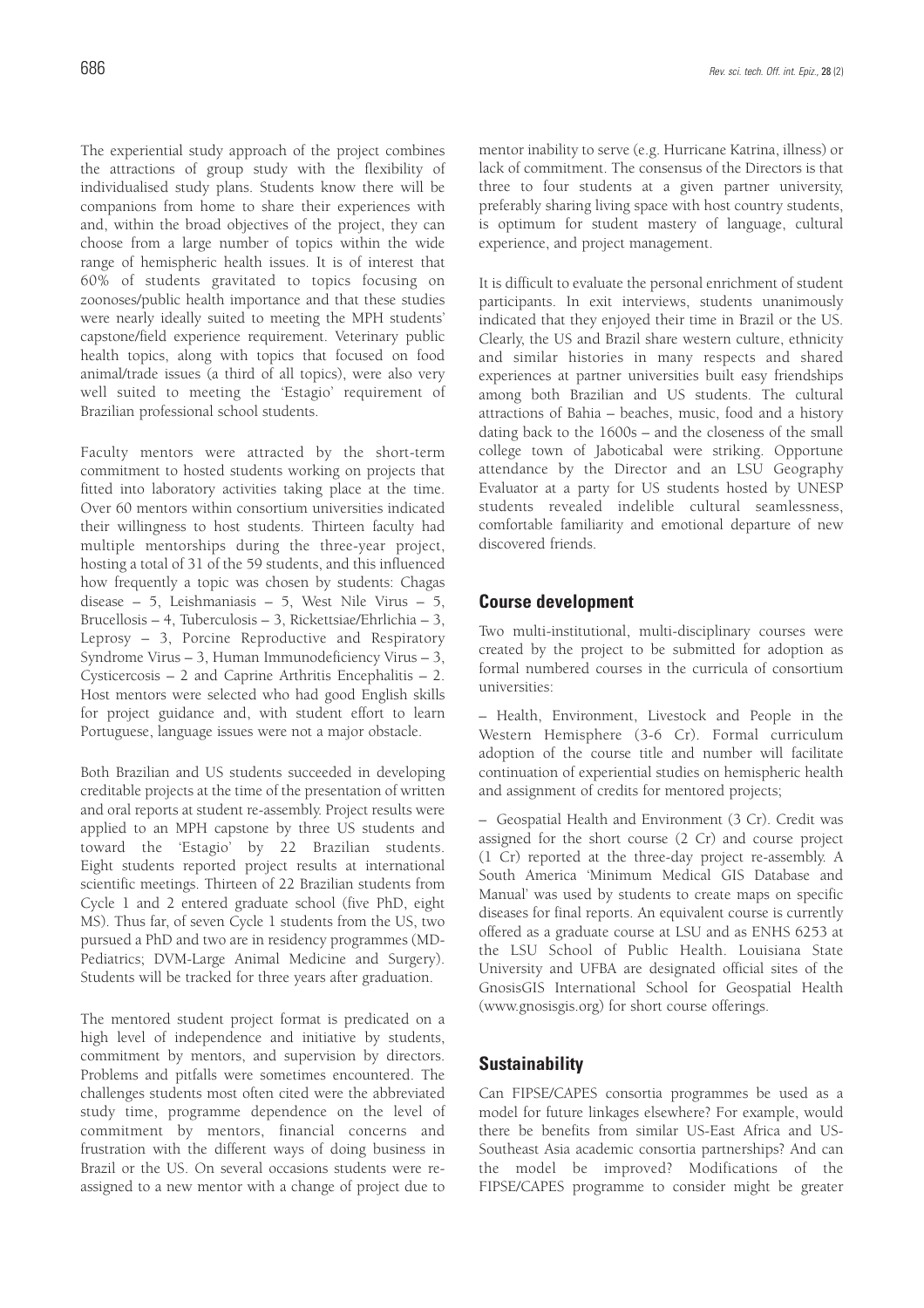The experiential study approach of the project combines the attractions of group study with the flexibility of individualised study plans. Students know there will be companions from home to share their experiences with and, within the broad objectives of the project, they can choose from a large number of topics within the wide range of hemispheric health issues. It is of interest that 60% of students gravitated to topics focusing on zoonoses/public health importance and that these studies were nearly ideally suited to meeting the MPH students' capstone/field experience requirement. Veterinary public health topics, along with topics that focused on food animal/trade issues (a third of all topics), were also very well suited to meeting the 'Estagio' requirement of Brazilian professional school students.

Faculty mentors were attracted by the short-term commitment to hosted students working on projects that fitted into laboratory activities taking place at the time. Over 60 mentors within consortium universities indicated their willingness to host students. Thirteen faculty had multiple mentorships during the three-year project, hosting a total of 31 of the 59 students, and this influenced how frequently a topic was chosen by students: Chagas disease – 5, Leishmaniasis – 5, West Nile Virus – 5, Brucellosis – 4, Tuberculosis – 3, Rickettsiae/Ehrlichia – 3, Leprosy – 3, Porcine Reproductive and Respiratory Syndrome Virus – 3, Human Immunodeficiency Virus – 3, Cysticercosis – 2 and Caprine Arthritis Encephalitis – 2. Host mentors were selected who had good English skills for project guidance and, with student effort to learn Portuguese, language issues were not a major obstacle.

Both Brazilian and US students succeeded in developing creditable projects at the time of the presentation of written and oral reports at student re-assembly. Project results were applied to an MPH capstone by three US students and toward the 'Estagio' by 22 Brazilian students. Eight students reported project results at international scientific meetings. Thirteen of 22 Brazilian students from Cycle 1 and 2 entered graduate school (five PhD, eight MS). Thus far, of seven Cycle 1 students from the US, two pursued a PhD and two are in residency programmes (MD-Pediatrics; DVM-Large Animal Medicine and Surgery). Students will be tracked for three years after graduation.

The mentored student project format is predicated on a high level of independence and initiative by students, commitment by mentors, and supervision by directors. Problems and pitfalls were sometimes encountered. The challenges students most often cited were the abbreviated study time, programme dependence on the level of commitment by mentors, financial concerns and frustration with the different ways of doing business in Brazil or the US. On several occasions students were re-assigned to a new mentor with a change of project due to mentor inability to serve (e.g. Hurricane Katrina, illness) or lack of commitment. The consensus of the Directors is that three to four students at a given partner university, preferably sharing living space with host country students, is optimum for student mastery of language, cultural experience, and project management.

It is difficult to evaluate the personal enrichment of student participants. In exit interviews, students unanimously indicated that they enjoyed their time in Brazil or the US. Clearly, the US and Brazil share western culture, ethnicity and similar histories in many respects and shared experiences at partner universities built easy friendships among both Brazilian and US students. The cultural attractions of Bahia – beaches, music, food and a history dating back to the 1600s – and the closeness of the small college town of Jaboticabal were striking. Opportune attendance by the Director and an LSU Geography Evaluator at a party for US students hosted by UNESP students revealed indelible cultural seamlessness, comfortable familiarity and emotional departure of new discovered friends.

## Course development

Two multi-institutional, multi-disciplinary courses were created by the project to be submitted for adoption as formal numbered courses in the curricula of consortium universities:

– Health, Environment, Livestock and People in the Western Hemisphere (3-6 Cr). Formal curriculum adoption of the course title and number will facilitate continuation of experiential studies on hemispheric health and assignment of credits for mentored projects;

– Geospatial Health and Environment (3 Cr). Credit was assigned for the short course (2 Cr) and course project (1 Cr) reported at the three-day project re-assembly. A South America 'Minimum Medical GIS Database and Manual' was used by students to create maps on specific diseases for final reports. An equivalent course is currently offered as a graduate course at LSU and as ENHS 6253 at the LSU School of Public Health. Louisiana State University and UFBA are designated official sites of the GnosisGIS International School for Geospatial Health (www.gnosisgis.org) for short course offerings.

## Sustainability

Can FIPSE/CAPES consortia programmes be used as a model for future linkages elsewhere? For example, would there be benefits from similar US-East Africa and US-Southeast Asia academic consortia partnerships? And can the model be improved? Modifications of the FIPSE/CAPES programme to consider might be greater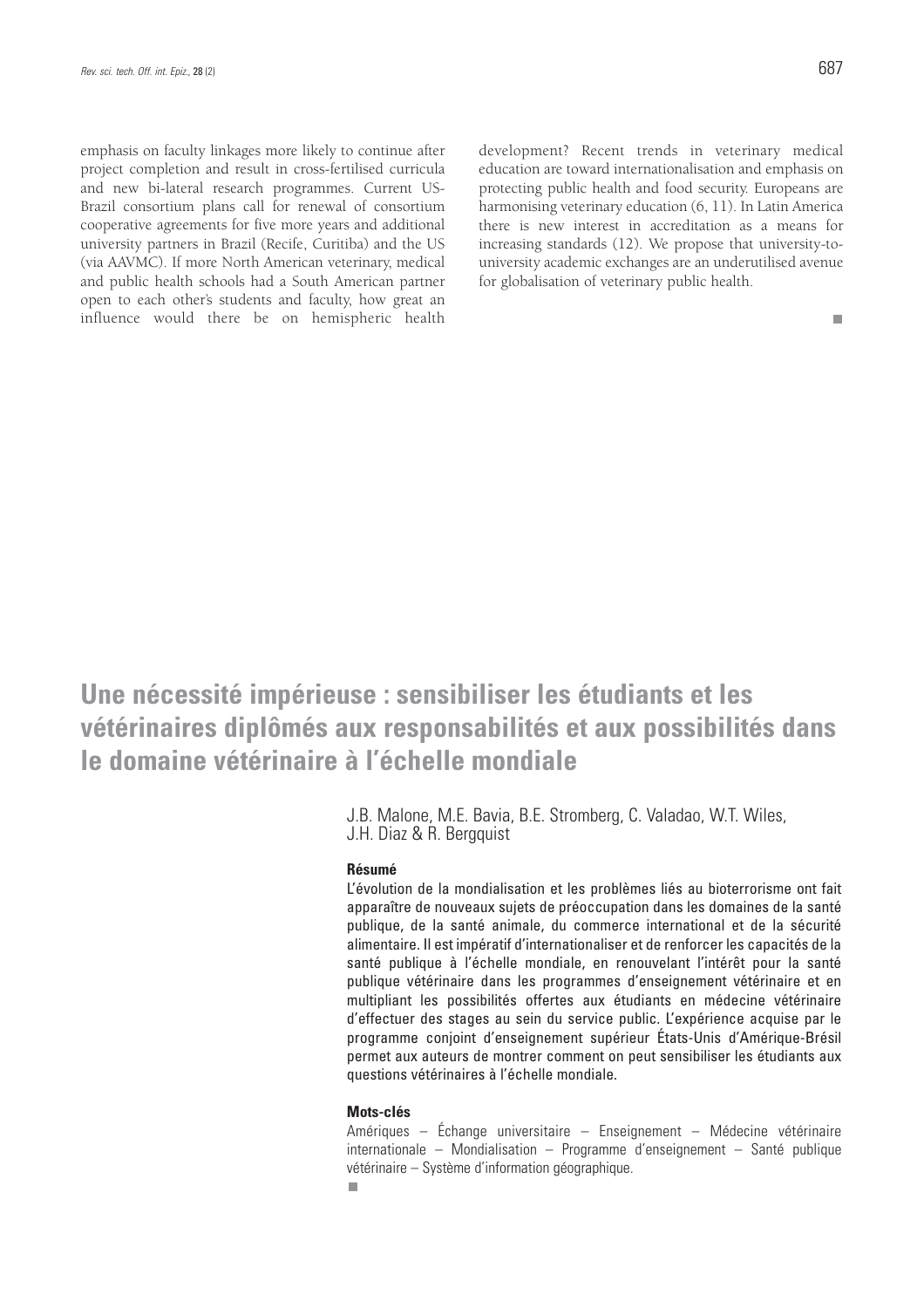emphasis on faculty linkages more likely to continue after project completion and result in cross-fertilised curricula and new bi-lateral research programmes. Current US-Brazil consortium plans call for renewal of consortium cooperative agreements for five more years and additional university partners in Brazil (Recife, Curitiba) and the US (via AAVMC). If more North American veterinary, medical and public health schools had a South American partner open to each other's students and faculty, how great an influence would there be on hemispheric health development? Recent trends in veterinary medical education are toward internationalisation and emphasis on protecting public health and food security. Europeans are harmonising veterinary education (6, 11). In Latin America there is new interest in accreditation as a means for increasing standards (12). We propose that university-to-university academic exchanges are an underutilised avenue for globalisation of veterinary public health.

# Une nécessité impérieuse : sensibiliser les étudiants et les vétérinaires diplômés aux responsabilités et aux possibilités dans le domaine vétérinaire à l'échelle mondiale

J.B. Malone, M.E. Bavia, B.E. Stromberg, C. Valadao, W.T. Wiles, J.H. Diaz & R. Bergquist

### Résumé

L'évolution de la mondialisation et les problèmes liés au bioterrorisme ont fait apparaître de nouveaux sujets de préoccupation dans les domaines de la santé publique, de la santé animale, du commerce international et de la sécurité alimentaire. Il est impératif d'internationaliser et de renforcer les capacités de la santé publique à l'échelle mondiale, en renouvelant l'intérêt pour la santé publique vétérinaire dans les programmes d'enseignement vétérinaire et en multipliant les possibilités offertes aux étudiants en médecine vétérinaire d'effectuer des stages au sein du service public. L'expérience acquise par le programme conjoint d'enseignement supérieur États-Unis d'Amérique-Brésil permet aux auteurs de montrer comment on peut sensibiliser les étudiants aux questions vétérinaires à l'échelle mondiale.

### Mots-clés

Amériques – Échange universitaire – Enseignement – Médecine vétérinaire internationale – Mondialisation – Programme d'enseignement – Santé publique vétérinaire – Système d'information géographique.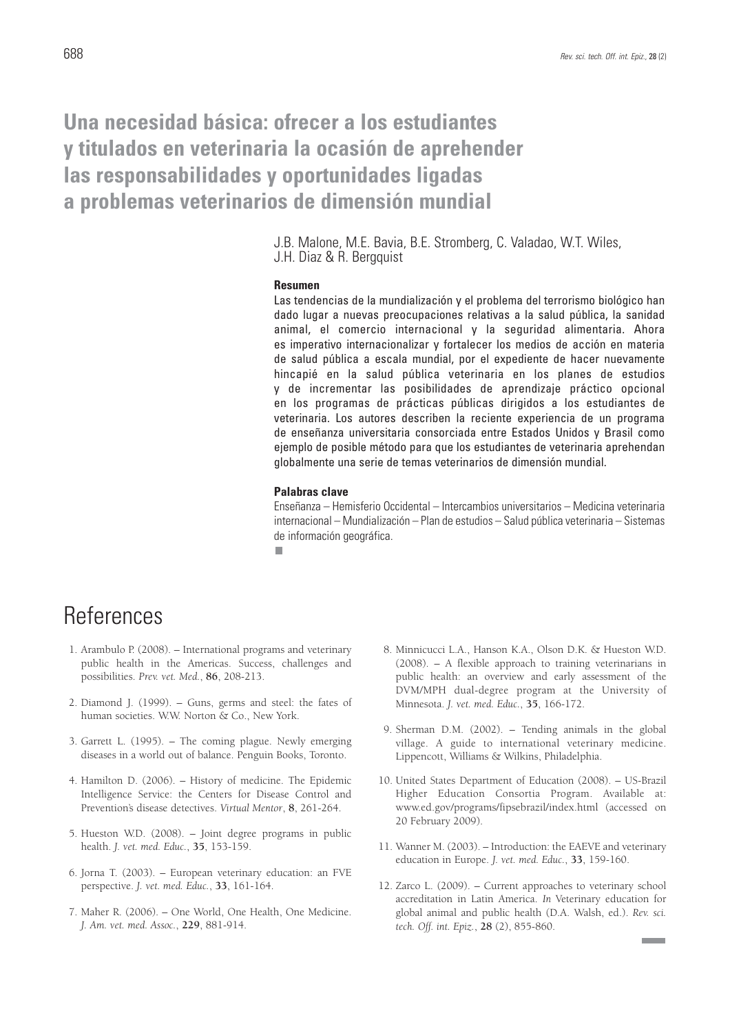# Una necesidad básica: ofrecer a los estudiantes y titulados en veterinaria la ocasión de aprehender las responsabilidades y oportunidades ligadas a problemas veterinarios de dimensión mundial

J.B. Malone, M.E. Bavia, B.E. Stromberg, C. Valadao, W.T. Wiles, J.H. Diaz & R. Bergquist

### Resumen

Las tendencias de la mundialización y el problema del terrorismo biológico han dado lugar a nuevas preocupaciones relativas a la salud pública, la sanidad animal, el comercio internacional y la seguridad alimentaria. Ahora es imperativo internacionalizar y fortalecer los medios de acción en materia de salud pública a escala mundial, por el expediente de hacer nuevamente hincapié en la salud pública veterinaria en los planes de estudios y de incrementar las posibilidades de aprendizaje práctico opcional en los programas de prácticas públicas dirigidos a los estudiantes de veterinaria. Los autores describen la reciente experiencia de un programa de enseñanza universitaria consorciada entre Estados Unidos y Brasil como ejemplo de posible método para que los estudiantes de veterinaria aprehendan globalmente una serie de temas veterinarios de dimensión mundial.

### Palabras clave

Enseñanza – Hemisferio Occidental – Intercambios universitarios – Medicina veterinaria internacional – Mundialización – Plan de estudios – Salud pública veterinaria – Sistemas de información geográfica.

## References

1. Arambulo P. (2008). – International programs and veterinary public health in the Americas. Success, challenges and possibilities. *Prev. vet. Med.*, **86**, 208-213.

2. Diamond J. (1999). – Guns, germs and steel: the fates of human societies. W.W. Norton & Co., New York.

3. Garrett L. (1995). – The coming plague. Newly emerging diseases in a world out of balance. Penguin Books, Toronto.

4. Hamilton D. (2006). – History of medicine. The Epidemic Intelligence Service: the Centers for Disease Control and Prevention's disease detectives. *Virtual Mentor*, **8**, 261-264.

5. Hueston W.D. (2008). – Joint degree programs in public health. *J. vet. med. Educ.*, **35**, 153-159.

6. Jorna T. (2003). – European veterinary education: an FVE perspective. *J. vet. med. Educ.*, **33**, 161-164.

7. Maher R. (2006). – One World, One Health, One Medicine. *J. Am. vet. med. Assoc.*, **229**, 881-914.

8. Minnicucci L.A., Hanson K.A., Olson D.K. & Hueston W.D. (2008). – A flexible approach to training veterinarians in public health: an overview and early assessment of the DVM/MPH dual-degree program at the University of Minnesota. *J. vet. med. Educ.*, **35**, 166-172.

9. Sherman D.M. (2002). – Tending animals in the global village. A guide to international veterinary medicine. Lippencott, Williams & Wilkins, Philadelphia.

10. United States Department of Education (2008). – US-Brazil Higher Education Consortia Program. Available at: www.ed.gov/programs/fipsebrazil/index.html (accessed on 20 February 2009).

11. Wanner M. (2003). – Introduction: the EAEVE and veterinary education in Europe. *J. vet. med. Educ.*, **33**, 159-160.

12. Zarco L. (2009). – Current approaches to veterinary school accreditation in Latin America. *In* Veterinary education for global animal and public health (D.A. Walsh, ed.). *Rev. sci. tech. Off. int. Epiz.*, **28** (2), 855-860.